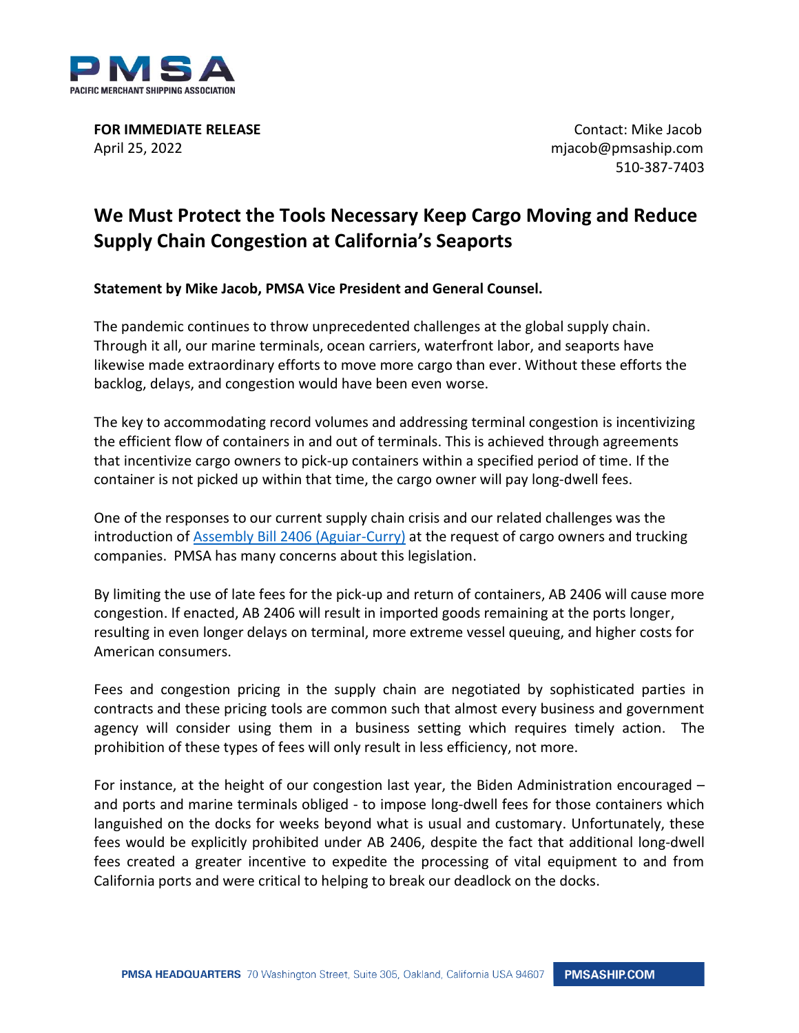PMSA
PACIFIC MERCHANT SHIPPING ASSOCIATION

**FOR IMMEDIATE RELEASE**
April 25, 2022

Contact: Mike Jacob
mjacob@pmsaship.com
510-387-7403

# We Must Protect the Tools Necessary Keep Cargo Moving and Reduce Supply Chain Congestion at California's Seaports

**Statement by Mike Jacob, PMSA Vice President and General Counsel.**

The pandemic continues to throw unprecedented challenges at the global supply chain. Through it all, our marine terminals, ocean carriers, waterfront labor, and seaports have likewise made extraordinary efforts to move more cargo than ever. Without these efforts the backlog, delays, and congestion would have been even worse.

The key to accommodating record volumes and addressing terminal congestion is incentivizing the efficient flow of containers in and out of terminals. This is achieved through agreements that incentivize cargo owners to pick-up containers within a specified period of time. If the container is not picked up within that time, the cargo owner will pay long-dwell fees.

One of the responses to our current supply chain crisis and our related challenges was the introduction of Assembly Bill 2406 (Aguiar-Curry) at the request of cargo owners and trucking companies. PMSA has many concerns about this legislation.

By limiting the use of late fees for the pick-up and return of containers, AB 2406 will cause more congestion. If enacted, AB 2406 will result in imported goods remaining at the ports longer, resulting in even longer delays on terminal, more extreme vessel queuing, and higher costs for American consumers.

Fees and congestion pricing in the supply chain are negotiated by sophisticated parties in contracts and these pricing tools are common such that almost every business and government agency will consider using them in a business setting which requires timely action. The prohibition of these types of fees will only result in less efficiency, not more.

For instance, at the height of our congestion last year, the Biden Administration encouraged – and ports and marine terminals obliged - to impose long-dwell fees for those containers which languished on the docks for weeks beyond what is usual and customary. Unfortunately, these fees would be explicitly prohibited under AB 2406, despite the fact that additional long-dwell fees created a greater incentive to expedite the processing of vital equipment to and from California ports and were critical to helping to break our deadlock on the docks.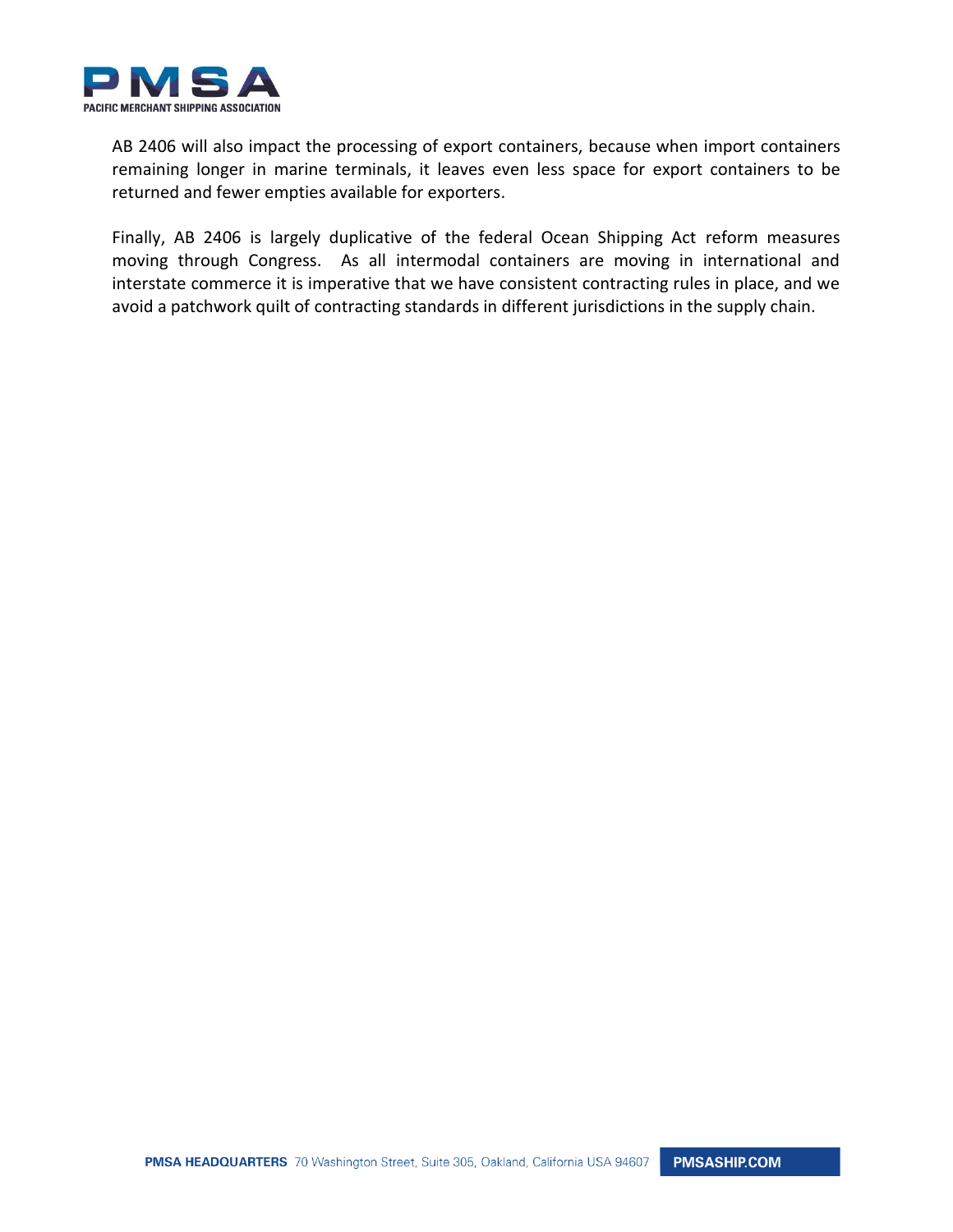AB 2406 will also impact the processing of export containers, because when import containers remaining longer in marine terminals, it leaves even less space for export containers to be returned and fewer empties available for exporters.

Finally, AB 2406 is largely duplicative of the federal Ocean Shipping Act reform measures moving through Congress. As all intermodal containers are moving in international and interstate commerce it is imperative that we have consistent contracting rules in place, and we avoid a patchwork quilt of contracting standards in different jurisdictions in the supply chain.